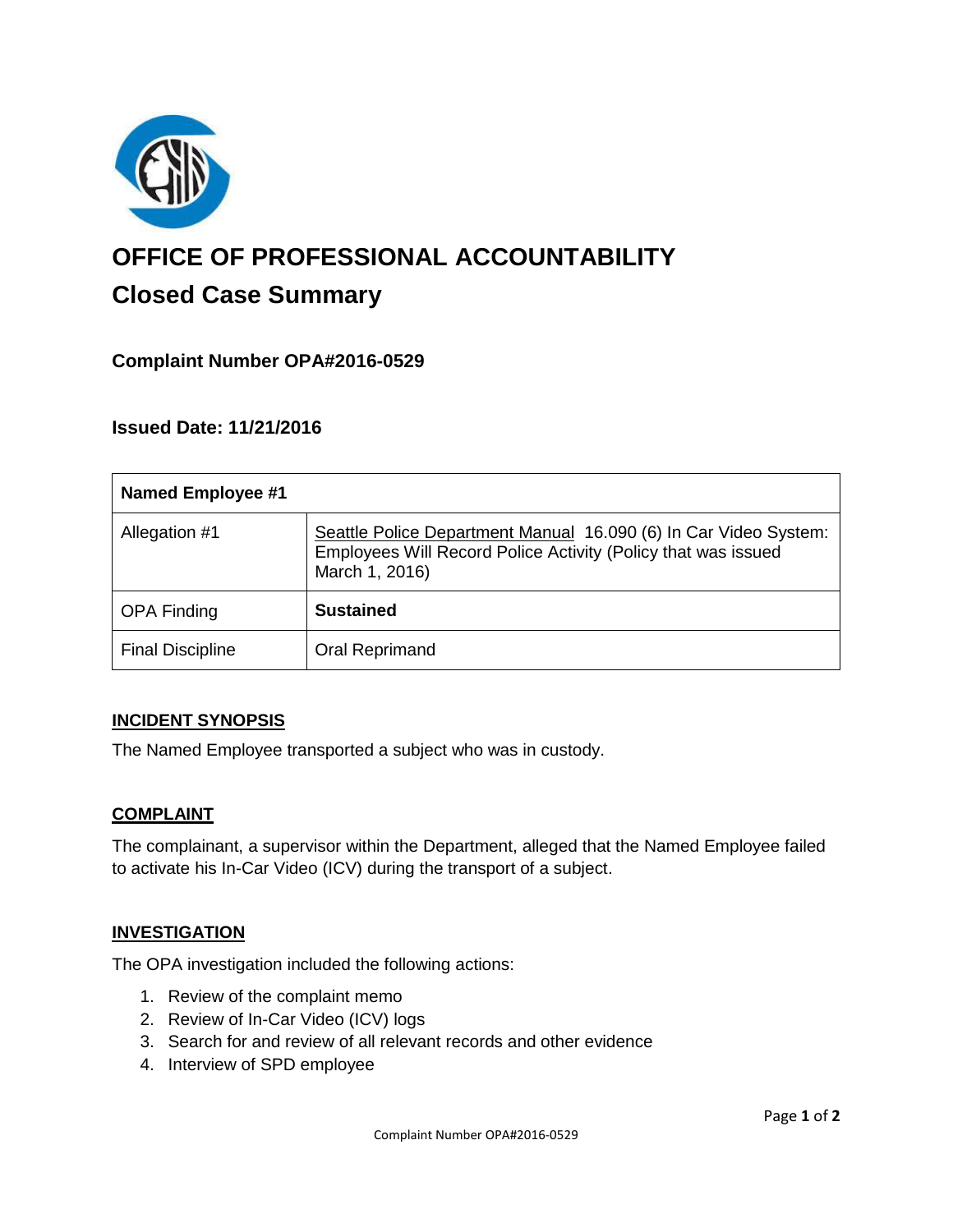# OFFICE OF PROFESSIONAL ACCOUNTABILITY

## Closed Case Summary

### Complaint Number OPA#2016-0529

### Issued Date: 11/21/2016

| Named Employee #1 | |
|---|---|
| Allegation #1 | Seattle Police Department Manual 16.090 (6) In Car Video System: Employees Will Record Police Activity (Policy that was issued March 1, 2016) |
| OPA Finding | **Sustained** |
| Final Discipline | Oral Reprimand |

**INCIDENT SYNOPSIS**

The Named Employee transported a subject who was in custody.

**COMPLAINT**

The complainant, a supervisor within the Department, alleged that the Named Employee failed to activate his In-Car Video (ICV) during the transport of a subject.

**INVESTIGATION**

The OPA investigation included the following actions:

1. Review of the complaint memo
2. Review of In-Car Video (ICV) logs
3. Search for and review of all relevant records and other evidence
4. Interview of SPD employee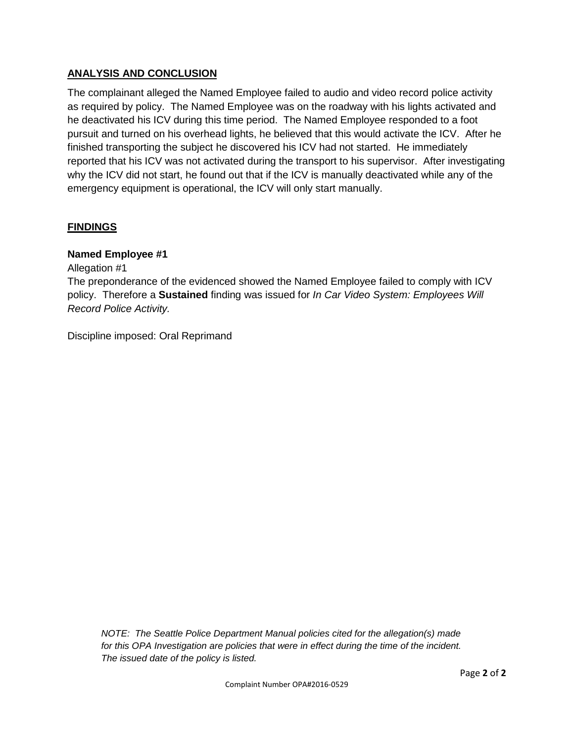## ANALYSIS AND CONCLUSION

The complainant alleged the Named Employee failed to audio and video record police activity as required by policy. The Named Employee was on the roadway with his lights activated and he deactivated his ICV during this time period. The Named Employee responded to a foot pursuit and turned on his overhead lights, he believed that this would activate the ICV. After he finished transporting the subject he discovered his ICV had not started. He immediately reported that his ICV was not activated during the transport to his supervisor. After investigating why the ICV did not start, he found out that if the ICV is manually deactivated while any of the emergency equipment is operational, the ICV will only start manually.

## FINDINGS

**Named Employee #1**

Allegation #1

The preponderance of the evidenced showed the Named Employee failed to comply with ICV policy. Therefore a **Sustained** finding was issued for *In Car Video System: Employees Will Record Police Activity.*

Discipline imposed: Oral Reprimand

*NOTE: The Seattle Police Department Manual policies cited for the allegation(s) made for this OPA Investigation are policies that were in effect during the time of the incident. The issued date of the policy is listed.*

Complaint Number OPA#2016-0529